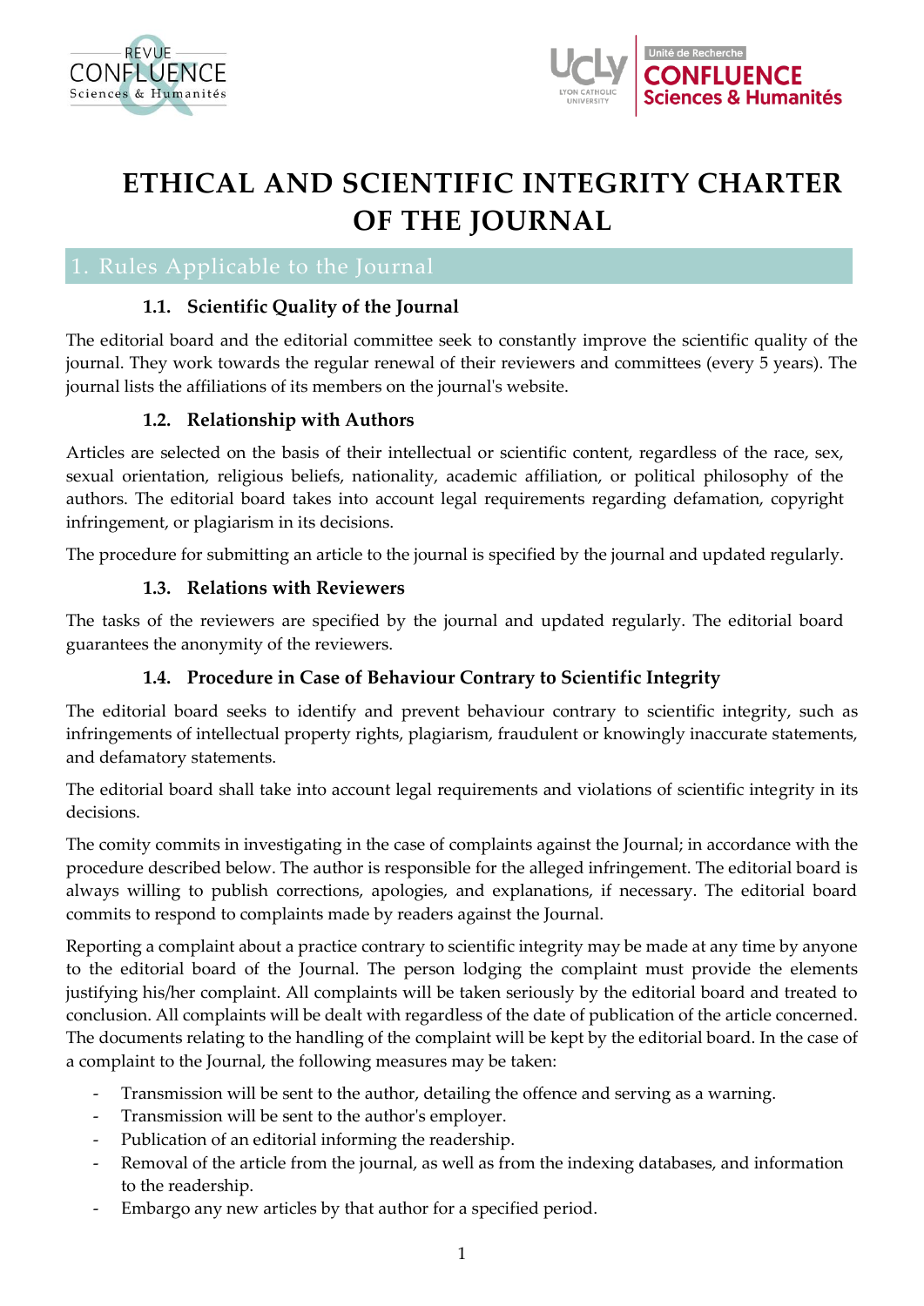# ETHICAL AND SCIENTIFIC INTEGRITY CHARTER OF THE JOURNAL

## 1. Rules Applicable to the Journal

### 1.1. Scientific Quality of the Journal

The editorial board and the editorial committee seek to constantly improve the scientific quality of the journal. They work towards the regular renewal of their reviewers and committees (every 5 years). The journal lists the affiliations of its members on the journal's website.

### 1.2. Relationship with Authors

Articles are selected on the basis of their intellectual or scientific content, regardless of the race, sex, sexual orientation, religious beliefs, nationality, academic affiliation, or political philosophy of the authors. The editorial board takes into account legal requirements regarding defamation, copyright infringement, or plagiarism in its decisions.

The procedure for submitting an article to the journal is specified by the journal and updated regularly.

### 1.3. Relations with Reviewers

The tasks of the reviewers are specified by the journal and updated regularly. The editorial board guarantees the anonymity of the reviewers.

### 1.4. Procedure in Case of Behaviour Contrary to Scientific Integrity

The editorial board seeks to identify and prevent behaviour contrary to scientific integrity, such as infringements of intellectual property rights, plagiarism, fraudulent or knowingly inaccurate statements, and defamatory statements.

The editorial board shall take into account legal requirements and violations of scientific integrity in its decisions.

The comity commits in investigating in the case of complaints against the Journal; in accordance with the procedure described below. The author is responsible for the alleged infringement. The editorial board is always willing to publish corrections, apologies, and explanations, if necessary. The editorial board commits to respond to complaints made by readers against the Journal.

Reporting a complaint about a practice contrary to scientific integrity may be made at any time by anyone to the editorial board of the Journal. The person lodging the complaint must provide the elements justifying his/her complaint. All complaints will be taken seriously by the editorial board and treated to conclusion. All complaints will be dealt with regardless of the date of publication of the article concerned. The documents relating to the handling of the complaint will be kept by the editorial board. In the case of a complaint to the Journal, the following measures may be taken:

- Transmission will be sent to the author, detailing the offence and serving as a warning.
- Transmission will be sent to the author's employer.
- Publication of an editorial informing the readership.
- Removal of the article from the journal, as well as from the indexing databases, and information to the readership.
- Embargo any new articles by that author for a specified period.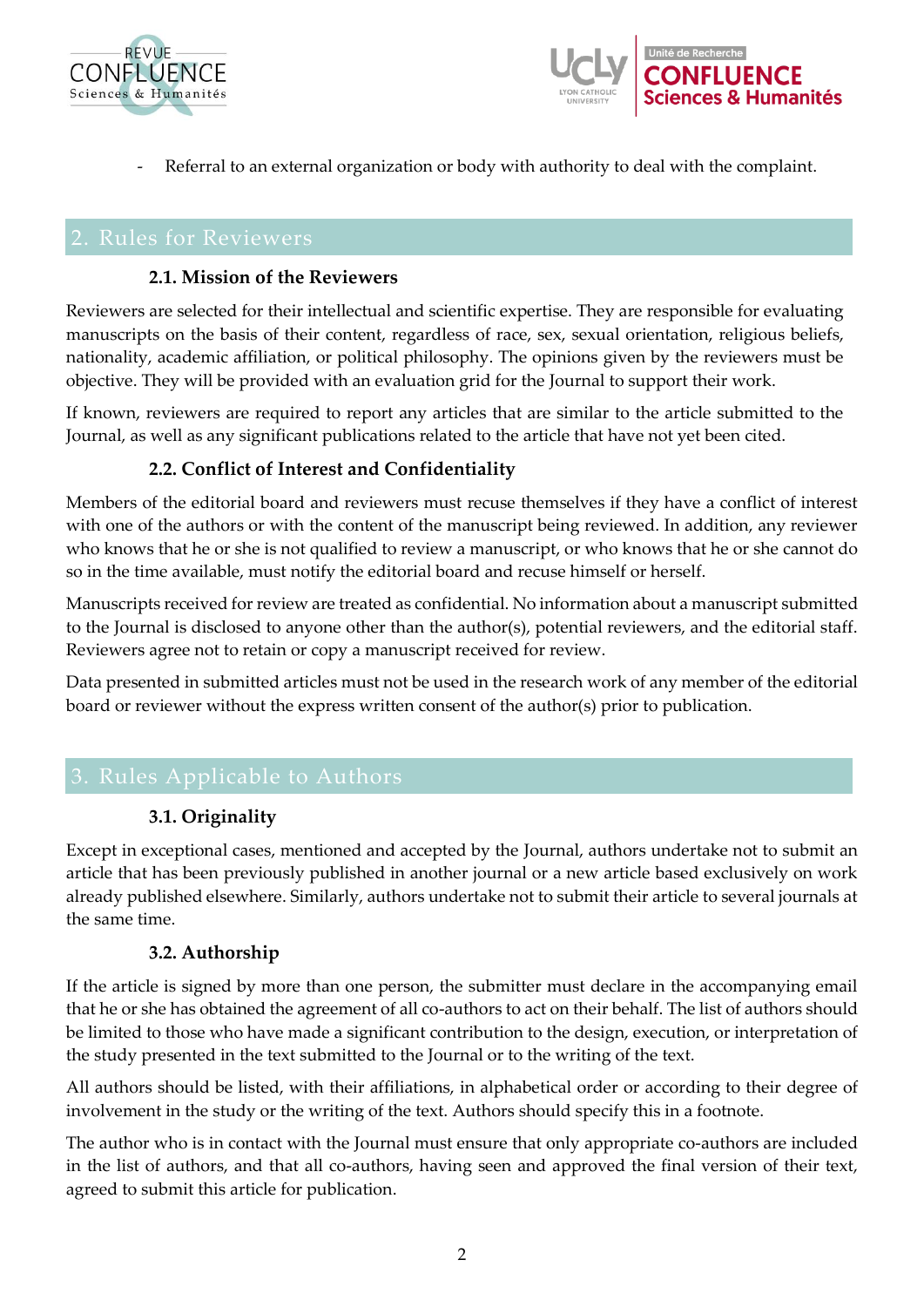- Referral to an external organization or body with authority to deal with the complaint.

## 2. Rules for Reviewers

### 2.1. Mission of the Reviewers

Reviewers are selected for their intellectual and scientific expertise. They are responsible for evaluating manuscripts on the basis of their content, regardless of race, sex, sexual orientation, religious beliefs, nationality, academic affiliation, or political philosophy. The opinions given by the reviewers must be objective. They will be provided with an evaluation grid for the Journal to support their work.

If known, reviewers are required to report any articles that are similar to the article submitted to the Journal, as well as any significant publications related to the article that have not yet been cited.

### 2.2. Conflict of Interest and Confidentiality

Members of the editorial board and reviewers must recuse themselves if they have a conflict of interest with one of the authors or with the content of the manuscript being reviewed. In addition, any reviewer who knows that he or she is not qualified to review a manuscript, or who knows that he or she cannot do so in the time available, must notify the editorial board and recuse himself or herself.

Manuscripts received for review are treated as confidential. No information about a manuscript submitted to the Journal is disclosed to anyone other than the author(s), potential reviewers, and the editorial staff. Reviewers agree not to retain or copy a manuscript received for review.

Data presented in submitted articles must not be used in the research work of any member of the editorial board or reviewer without the express written consent of the author(s) prior to publication.

## 3. Rules Applicable to Authors

### 3.1. Originality

Except in exceptional cases, mentioned and accepted by the Journal, authors undertake not to submit an article that has been previously published in another journal or a new article based exclusively on work already published elsewhere. Similarly, authors undertake not to submit their article to several journals at the same time.

### 3.2. Authorship

If the article is signed by more than one person, the submitter must declare in the accompanying email that he or she has obtained the agreement of all co-authors to act on their behalf. The list of authors should be limited to those who have made a significant contribution to the design, execution, or interpretation of the study presented in the text submitted to the Journal or to the writing of the text.

All authors should be listed, with their affiliations, in alphabetical order or according to their degree of involvement in the study or the writing of the text. Authors should specify this in a footnote.

The author who is in contact with the Journal must ensure that only appropriate co-authors are included in the list of authors, and that all co-authors, having seen and approved the final version of their text, agreed to submit this article for publication.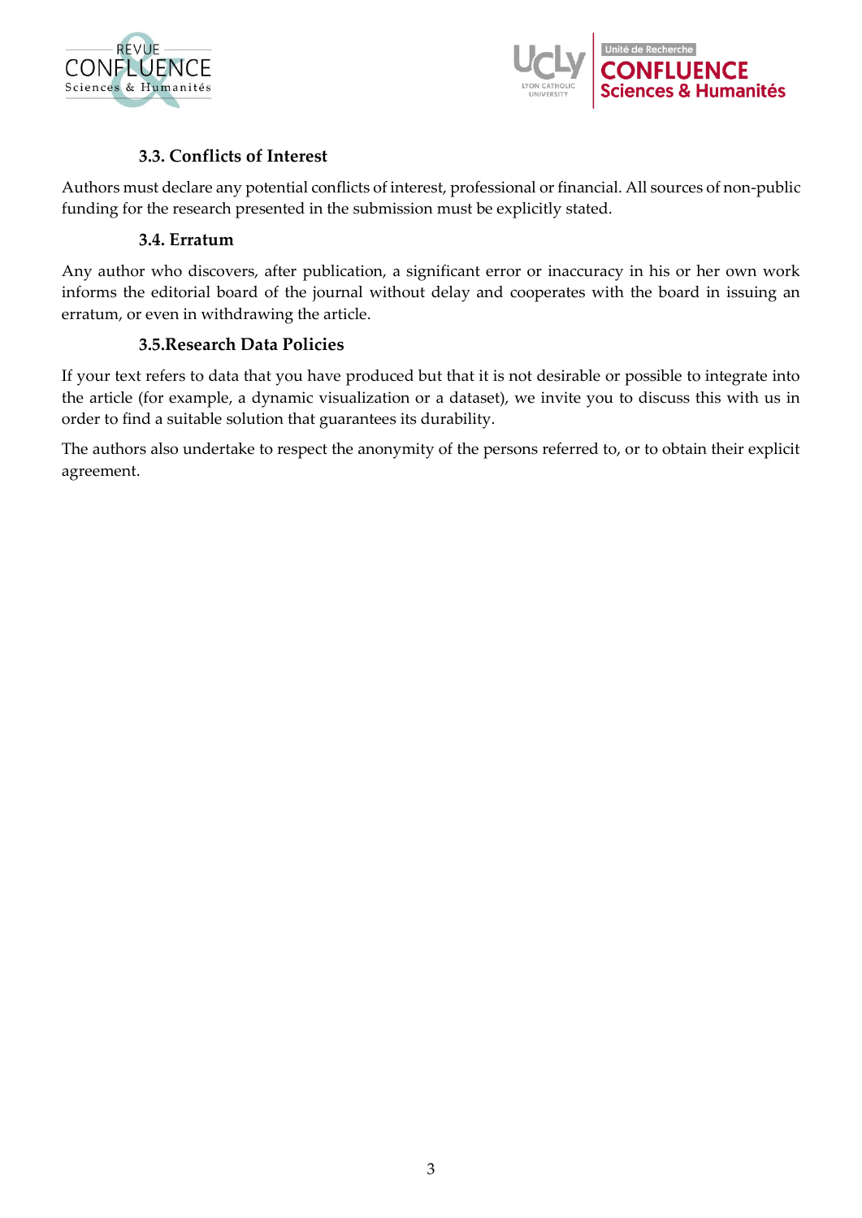### 3.3. Conflicts of Interest

Authors must declare any potential conflicts of interest, professional or financial. All sources of non-public funding for the research presented in the submission must be explicitly stated.

### 3.4. Erratum

Any author who discovers, after publication, a significant error or inaccuracy in his or her own work informs the editorial board of the journal without delay and cooperates with the board in issuing an erratum, or even in withdrawing the article.

### 3.5.Research Data Policies

If your text refers to data that you have produced but that it is not desirable or possible to integrate into the article (for example, a dynamic visualization or a dataset), we invite you to discuss this with us in order to find a suitable solution that guarantees its durability.

The authors also undertake to respect the anonymity of the persons referred to, or to obtain their explicit agreement.